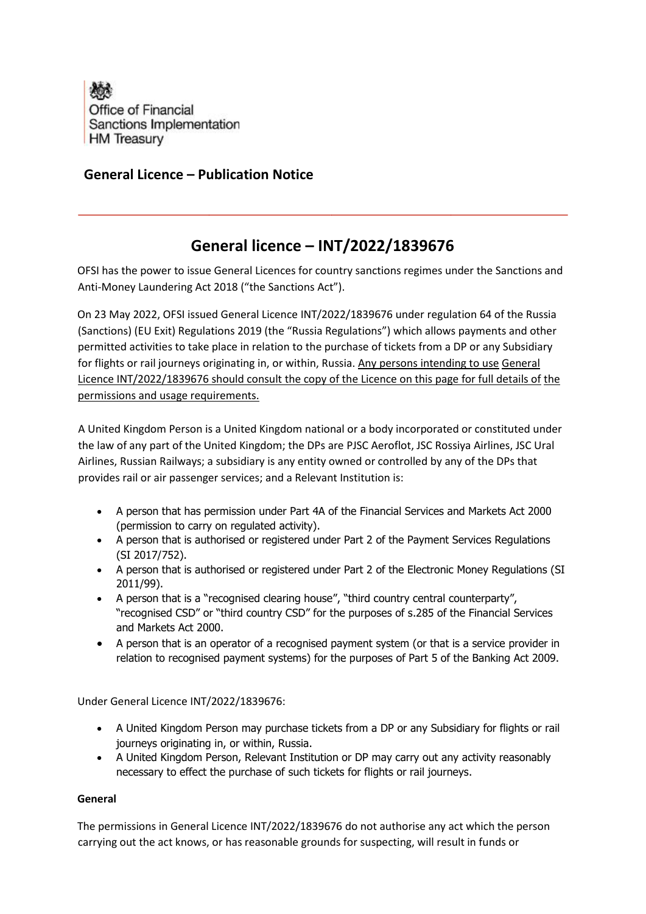Office of Financial Sanctions Implementation
HM Treasury

## General Licence – Publication Notice

# General licence – INT/2022/1839676

OFSI has the power to issue General Licences for country sanctions regimes under the Sanctions and Anti-Money Laundering Act 2018 ("the Sanctions Act").

On 23 May 2022, OFSI issued General Licence INT/2022/1839676 under regulation 64 of the Russia (Sanctions) (EU Exit) Regulations 2019 (the "Russia Regulations") which allows payments and other permitted activities to take place in relation to the purchase of tickets from a DP or any Subsidiary for flights or rail journeys originating in, or within, Russia. Any persons intending to use General Licence INT/2022/1839676 should consult the copy of the Licence on this page for full details of the permissions and usage requirements.

A United Kingdom Person is a United Kingdom national or a body incorporated or constituted under the law of any part of the United Kingdom; the DPs are PJSC Aeroflot, JSC Rossiya Airlines, JSC Ural Airlines, Russian Railways; a subsidiary is any entity owned or controlled by any of the DPs that provides rail or air passenger services; and a Relevant Institution is:

- A person that has permission under Part 4A of the Financial Services and Markets Act 2000 (permission to carry on regulated activity).
- A person that is authorised or registered under Part 2 of the Payment Services Regulations (SI 2017/752).
- A person that is authorised or registered under Part 2 of the Electronic Money Regulations (SI 2011/99).
- A person that is a "recognised clearing house", "third country central counterparty", "recognised CSD" or "third country CSD" for the purposes of s.285 of the Financial Services and Markets Act 2000.
- A person that is an operator of a recognised payment system (or that is a service provider in relation to recognised payment systems) for the purposes of Part 5 of the Banking Act 2009.

Under General Licence INT/2022/1839676:

- A United Kingdom Person may purchase tickets from a DP or any Subsidiary for flights or rail journeys originating in, or within, Russia.
- A United Kingdom Person, Relevant Institution or DP may carry out any activity reasonably necessary to effect the purchase of such tickets for flights or rail journeys.

**General**

The permissions in General Licence INT/2022/1839676 do not authorise any act which the person carrying out the act knows, or has reasonable grounds for suspecting, will result in funds or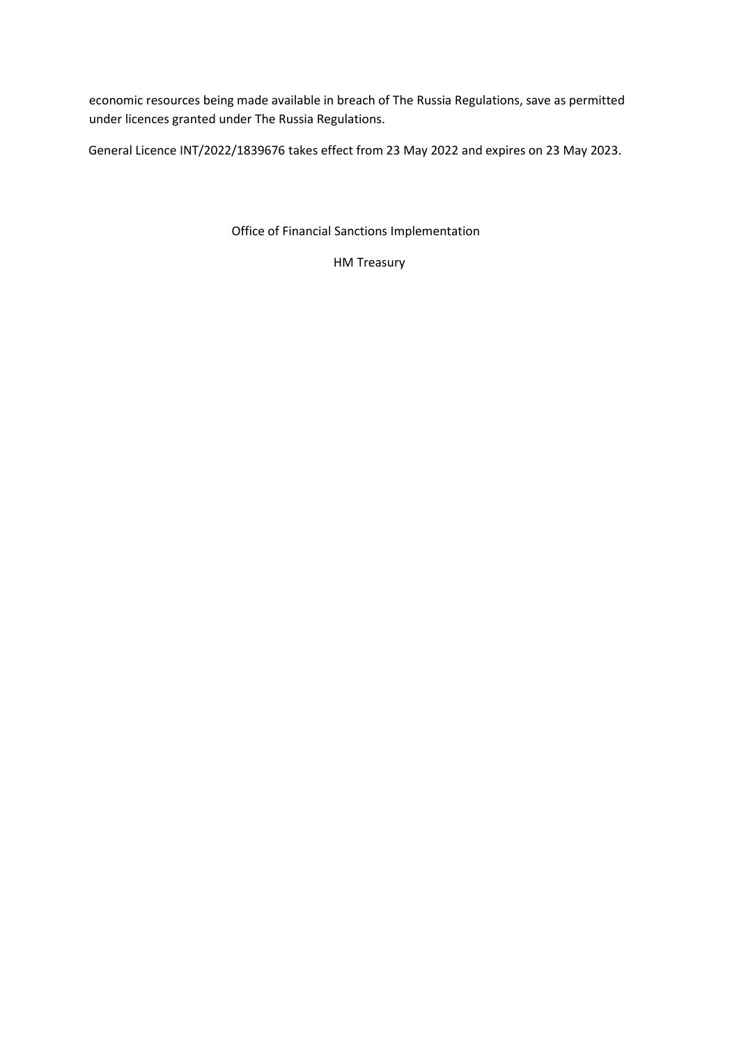economic resources being made available in breach of The Russia Regulations, save as permitted under licences granted under The Russia Regulations.

General Licence INT/2022/1839676 takes effect from 23 May 2022 and expires on 23 May 2023.

Office of Financial Sanctions Implementation

HM Treasury